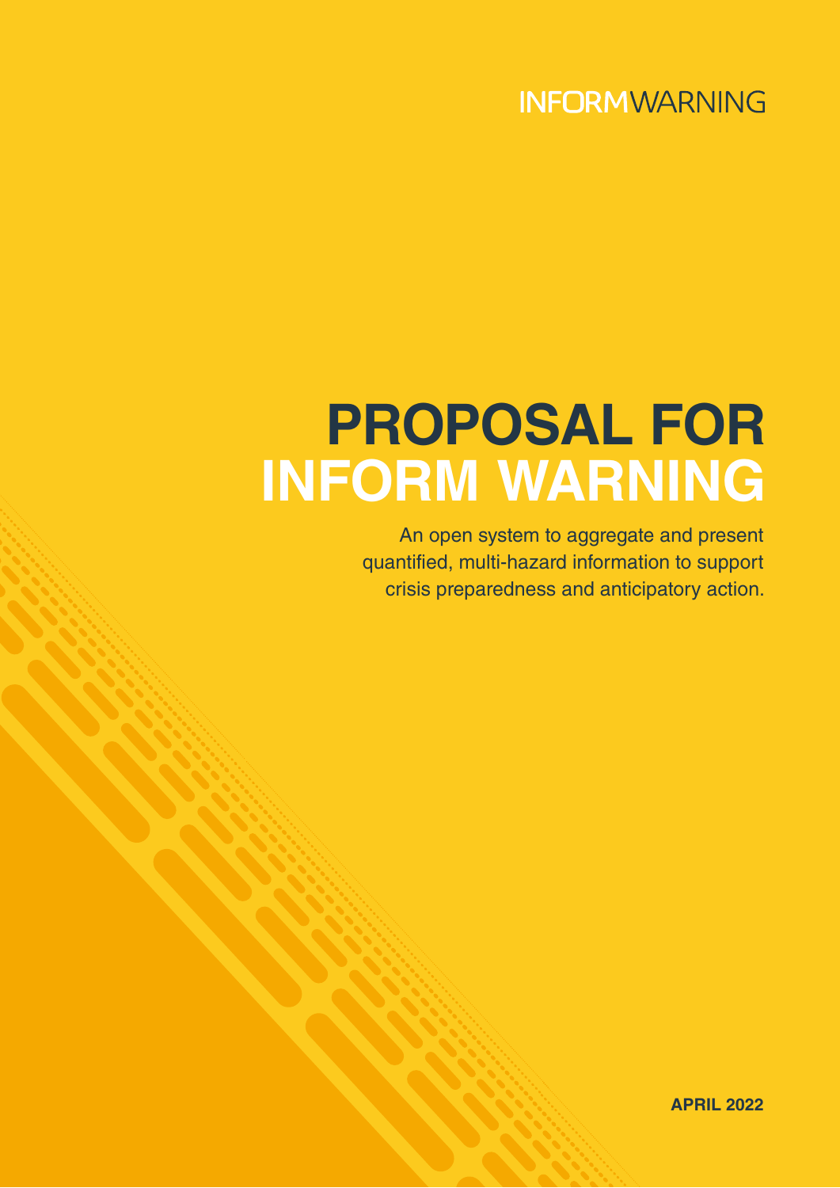INFORMWARNING

# PROPOSAL FOR INFORM WARNING

An open system to aggregate and present quantified, multi-hazard information to support crisis preparedness and anticipatory action.

**APRIL 2022**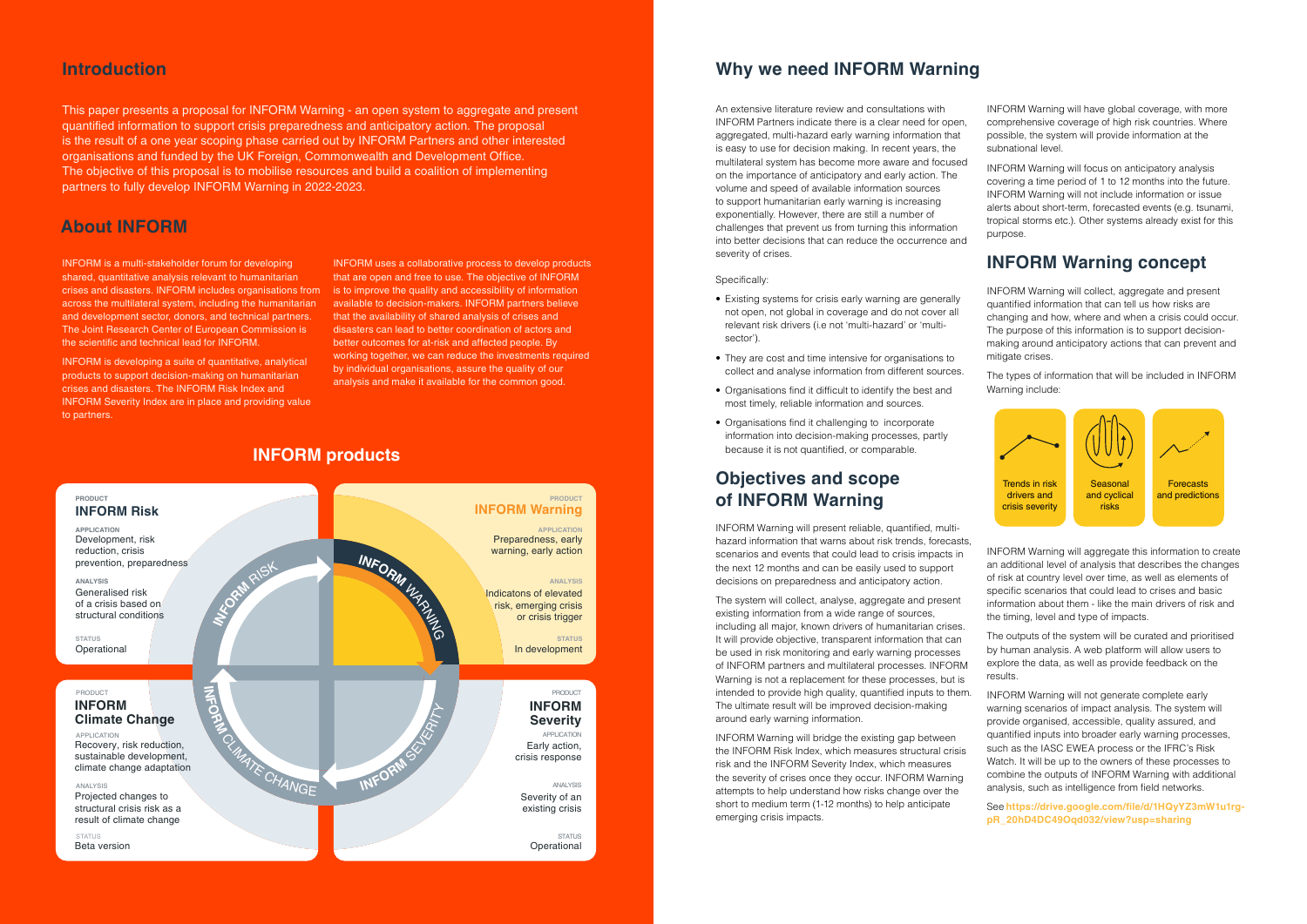## Introduction

This paper presents a proposal for INFORM Warning - an open system to aggregate and present quantified information to support crisis preparedness and anticipatory action. The proposal is the result of a one year scoping phase carried out by INFORM Partners and other interested organisations and funded by the UK Foreign, Commonwealth and Development Office. The objective of this proposal is to mobilise resources and build a coalition of implementing partners to fully develop INFORM Warning in 2022-2023.

## About INFORM

INFORM is a multi-stakeholder forum for developing shared, quantitative analysis relevant to humanitarian crises and disasters. INFORM includes organisations from across the multilateral system, including the humanitarian and development sector, donors, and technical partners. The Joint Research Center of European Commission is the scientific and technical lead for INFORM.

INFORM is developing a suite of quantitative, analytical products to support decision-making on humanitarian crises and disasters. The INFORM Risk Index and INFORM Severity Index are in place and providing value to partners.

INFORM uses a collaborative process to develop products that are open and free to use. The objective of INFORM is to improve the quality and accessibility of information available to decision-makers. INFORM partners believe that the availability of shared analysis of crises and disasters can lead to better coordination of actors and better outcomes for at-risk and affected people. By working together, we can reduce the investments required by individual organisations, assure the quality of our analysis and make it available for the common good.

## INFORM products

**PRODUCT**
**INFORM Risk**

**APPLICATION**
Development, risk reduction, crisis prevention, preparedness

**ANALYSIS**
Generalised risk of a crisis based on structural conditions

**STATUS**
Operational

**PRODUCT**
**INFORM Warning**

**APPLICATION**
Preparedness, early warning, early action

**ANALYSIS**
Indicatons of elevated risk, emerging crisis or crisis trigger

**STATUS**
In development

**PRODUCT**
**INFORM Climate Change**

**APPLICATION**
Recovery, risk reduction, sustainable development, climate change adaptation

**ANALYSIS**
Projected changes to structural crisis risk as a result of climate change

**STATUS**
Beta version

**PRODUCT**
**INFORM Severity**

**APPLICATION**
Early action, crisis response

**ANALYSIS**
Severity of an existing crisis

**STATUS**
Operational

INFORM RISK — INFORM WARNING — INFORM SEVERITY — INFORM CLIMATE CHANGE

## Why we need INFORM Warning

An extensive literature review and consultations with INFORM Partners indicate there is a clear need for open, aggregated, multi-hazard early warning information that is easy to use for decision making. In recent years, the multilateral system has become more aware and focused on the importance of anticipatory and early action. The volume and speed of available information sources to support humanitarian early warning is increasing exponentially. However, there are still a number of challenges that prevent us from turning this information into better decisions that can reduce the occurrence and severity of crises.

Specifically:

- Existing systems for crisis early warning are generally not open, not global in coverage and do not cover all relevant risk drivers (i.e not 'multi-hazard' or 'multi-sector').
- They are cost and time intensive for organisations to collect and analyse information from different sources.
- Organisations find it difficult to identify the best and most timely, reliable information and sources.
- Organisations find it challenging to incorporate information into decision-making processes, partly because it is not quantified, or comparable.

## Objectives and scope of INFORM Warning

INFORM Warning will present reliable, quantified, multi-hazard information that warns about risk trends, forecasts, scenarios and events that could lead to crisis impacts in the next 12 months and can be easily used to support decisions on preparedness and anticipatory action.

The system will collect, analyse, aggregate and present existing information from a wide range of sources, including all major, known drivers of humanitarian crises. It will provide objective, transparent information that can be used in risk monitoring and early warning processes of INFORM partners and multilateral processes. INFORM Warning is not a replacement for these processes, but is intended to provide high quality, quantified inputs to them. The ultimate result will be improved decision-making around early warning information.

INFORM Warning will bridge the existing gap between the INFORM Risk Index, which measures structural crisis risk and the INFORM Severity Index, which measures the severity of crises once they occur. INFORM Warning attempts to help understand how risks change over the short to medium term (1-12 months) to help anticipate emerging crisis impacts.

INFORM Warning will have global coverage, with more comprehensive coverage of high risk countries. Where possible, the system will provide information at the subnational level.

INFORM Warning will focus on anticipatory analysis covering a time period of 1 to 12 months into the future. INFORM Warning will not include information or issue alerts about short-term, forecasted events (e.g. tsunami, tropical storms etc.). Other systems already exist for this purpose.

## INFORM Warning concept

INFORM Warning will collect, aggregate and present quantified information that can tell us how risks are changing and how, where and when a crisis could occur. The purpose of this information is to support decision-making around anticipatory actions that can prevent and mitigate crises.

The types of information that will be included in INFORM Warning include:

- Trends in risk drivers and crisis severity
- Seasonal and cyclical risks
- Forecasts and predictions

INFORM Warning will aggregate this information to create an additional level of analysis that describes the changes of risk at country level over time, as well as elements of specific scenarios that could lead to crises and basic information about them - like the main drivers of risk and the timing, level and type of impacts.

The outputs of the system will be curated and prioritised by human analysis. A web platform will allow users to explore the data, as well as provide feedback on the results.

INFORM Warning will not generate complete early warning scenarios of impact analysis. The system will provide organised, accessible, quality assured, and quantified inputs into broader early warning processes, such as the IASC EWEA process or the IFRC's Risk Watch. It will be up to the owners of these processes to combine the outputs of INFORM Warning with additional analysis, such as intelligence from field networks.

See **https://drive.google.com/file/d/1HQyYZ3mW1u1rg-pR_20hD4DC49Oqd032/view?usp=sharing**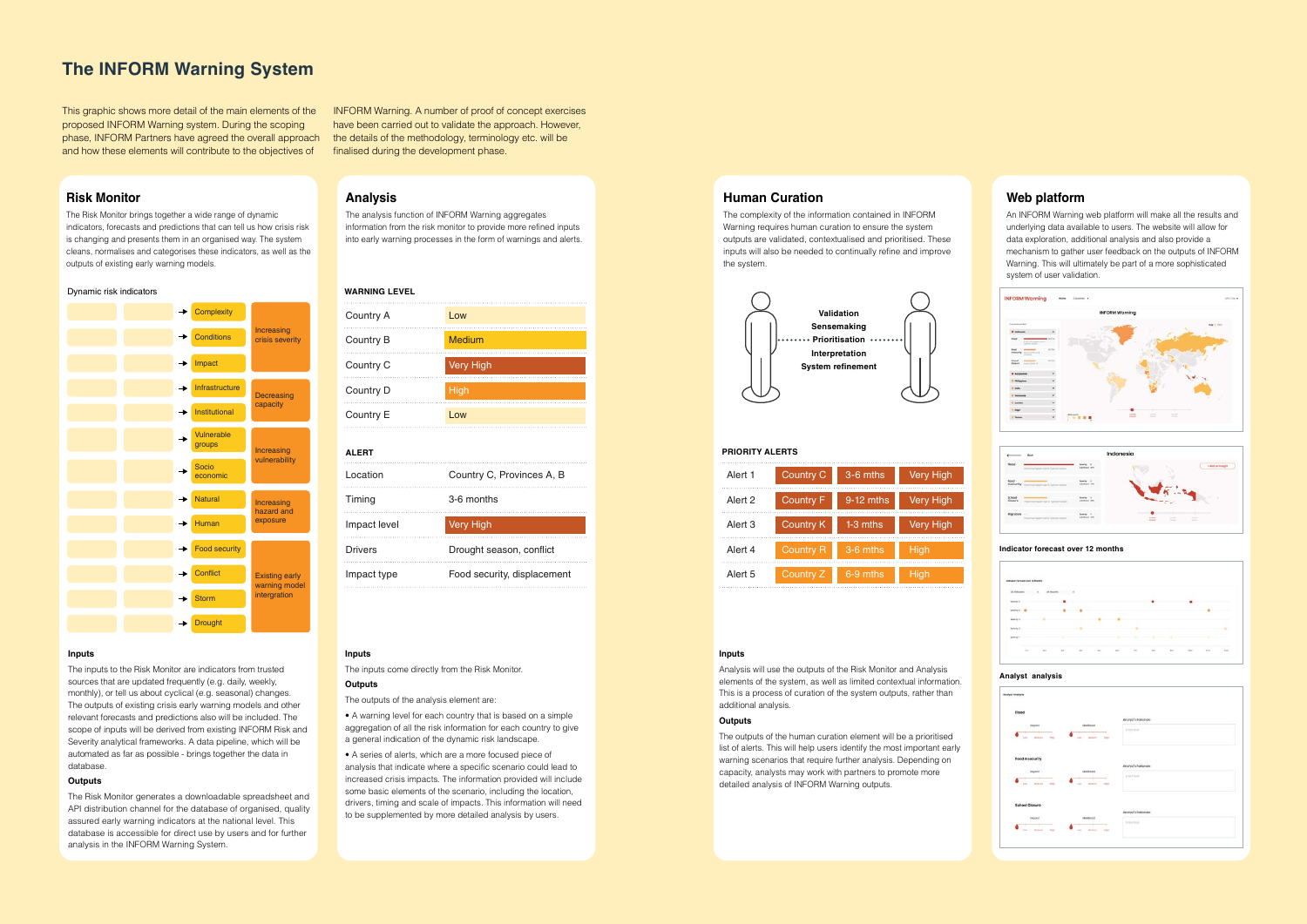# The INFORM Warning System

This graphic shows more detail of the main elements of the proposed INFORM Warning system. During the scoping phase, INFORM Partners have agreed the overall approach and how these elements will contribute to the objectives of INFORM Warning. A number of proof of concept exercises have been carried out to validate the approach. However, the details of the methodology, terminology etc. will be finalised during the development phase.

## Risk Monitor

The Risk Monitor brings together a wide range of dynamic indicators, forecasts and predictions that can tell us how crisis risk is changing and presents them in an organised way. The system cleans, normalises and categorises these indicators, as well as the outputs of existing early warning models.

Dynamic risk indicators

| Indicator | Category |
|---|---|
| Complexity | Increasing crisis severity |
| Conditions | |
| Impact | |
| Infrastructure | Decreasing capacity |
| Institutional | |
| Vulnerable groups | Increasing vulnerability |
| Socio economic | |
| Natural | Increasing hazard and exposure |
| Human | |
| Food security | Existing early warning model intergration |
| Conflict | |
| Storm | |
| Drought | |

### Inputs

The inputs to the Risk Monitor are indicators from trusted sources that are updated frequently (e.g. daily, weekly, monthly), or tell us about cyclical (e.g. seasonal) changes. The outputs of existing crisis early warning models and other relevant forecasts and predictions also will be included. The scope of inputs will be derived from existing INFORM Risk and Severity analytical frameworks. A data pipeline, which will be automated as far as possible - brings together the data in database.

### Outputs

The Risk Monitor generates a downloadable spreadsheet and API distribution channel for the database of organised, quality assured early warning indicators at the national level. This database is accessible for direct use by users and for further analysis in the INFORM Warning System.

## Analysis

The analysis function of INFORM Warning aggregates information from the risk monitor to provide more refined inputs into early warning processes in the form of warnings and alerts.

**WARNING LEVEL**

| Country | Warning level |
|---|---|
| Country A | Low |
| Country B | Medium |
| Country C | Very High |
| Country D | High |
| Country E | Low |

**ALERT**

| | |
|---|---|
| Location | Country C, Provinces A, B |
| Timing | 3-6 months |
| Impact level | Very High |
| Drivers | Drought season, conflict |
| Impact type | Food security, displacement |

### Inputs

The inputs come directly from the Risk Monitor.

### Outputs

The outputs of the analysis element are:

- A warning level for each country that is based on a simple aggregation of all the risk information for each country to give a general indication of the dynamic risk landscape.
- A series of alerts, which are a more focused piece of analysis that indicate where a specific scenario could lead to increased crisis impacts. The information provided will include some basic elements of the scenario, including the location, drivers, timing and scale of impacts. This information will need to be supplemented by more detailed analysis by users.

## Human Curation

The complexity of the information contained in INFORM Warning requires human curation to ensure the system outputs are validated, contextualised and prioritised. These inputs will also be needed to continually refine and improve the system.

Validation
Sensemaking
Prioritisation
Interpretation
System refinement

**PRIORITY ALERTS**

| Alert | Country | Timing | Level |
|---|---|---|---|
| Alert 1 | Country C | 3-6 mths | Very High |
| Alert 2 | Country F | 9-12 mths | Very High |
| Alert 3 | Country K | 1-3 mths | Very High |
| Alert 4 | Country R | 3-6 mths | High |
| Alert 5 | Country Z | 6-9 mths | High |

### Inputs

Analysis will use the outputs of the Risk Monitor and Analysis elements of the system, as well as limited contextual information. This is a process of curation of the system outputs, rather than additional analysis.

### Outputs

The outputs of the human curation element will be a prioritised list of alerts. This will help users identify the most important early warning scenarios that require further analysis. Depending on capacity, analysts may work with partners to promote more detailed analysis of INFORM Warning outputs.

## Web platform

An INFORM Warning web platform will make all the results and underlying data available to users. The website will allow for data exploration, additional analysis and also provide a mechanism to gather user feedback on the outputs of INFORM Warning. This will ultimately be part of a more sophisticated system of user validation.

Indicator forecast over 12 months

Analyst analysis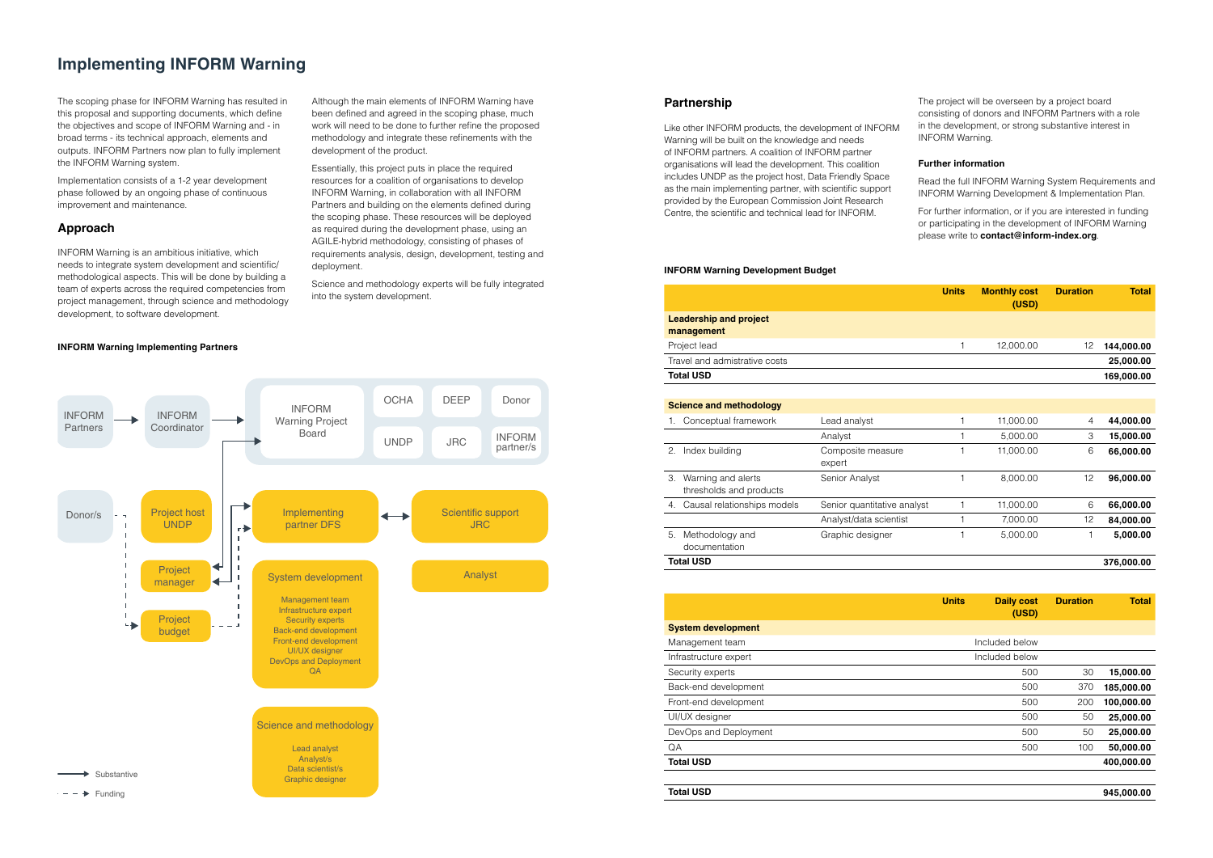# Implementing INFORM Warning

The scoping phase for INFORM Warning has resulted in this proposal and supporting documents, which define the objectives and scope of INFORM Warning and - in broad terms - its technical approach, elements and outputs. INFORM Partners now plan to fully implement the INFORM Warning system.

Implementation consists of a 1-2 year development phase followed by an ongoing phase of continuous improvement and maintenance.

## Approach

INFORM Warning is an ambitious initiative, which needs to integrate system development and scientific/methodological aspects. This will be done by building a team of experts across the required competencies from project management, through science and methodology development, to software development.

Although the main elements of INFORM Warning have been defined and agreed in the scoping phase, much work will need to be done to further refine the proposed methodology and integrate these refinements with the development of the product.

Essentially, this project puts in place the required resources for a coalition of organisations to develop INFORM Warning, in collaboration with all INFORM Partners and building on the elements defined during the scoping phase. These resources will be deployed as required during the development phase, using an AGILE-hybrid methodology, consisting of phases of requirements analysis, design, development, testing and deployment.

Science and methodology experts will be fully integrated into the system development.

**INFORM Warning Implementing Partners**

INFORM Partners → INFORM Coordinator → INFORM Warning Project Board (OCHA, DEEP, Donor, UNDP, JRC, INFORM partner/s)

Donor/s; Project host UNDP; Project manager; Project budget; Implementing partner DFS ↔ Scientific support JRC; Analyst

System development: Management team, Infrastructure expert, Security experts, Back-end development, Front-end development, UI/UX designer, DevOps and Deployment, QA

Science and methodology: Lead analyst, Analyst/s, Data scientist/s, Graphic designer

→ Substantive
- - → Funding

## Partnership

Like other INFORM products, the development of INFORM Warning will be built on the knowledge and needs of INFORM partners. A coalition of INFORM partner organisations will lead the development. This coalition includes UNDP as the project host, Data Friendly Space as the main implementing partner, with scientific support provided by the European Commission Joint Research Centre, the scientific and technical lead for INFORM.

The project will be overseen by a project board consisting of donors and INFORM Partners with a role in the development, or strong substantive interest in INFORM Warning.

### Further information

Read the full INFORM Warning System Requirements and INFORM Warning Development & Implementation Plan.

For further information, or if you are interested in funding or participating in the development of INFORM Warning please write to **contact@inform-index.org**.

**INFORM Warning Development Budget**

| | | Units | Monthly cost (USD) | Duration | Total |
|---|---|---|---|---|---|
| **Leadership and project management** | | | | | |
| Project lead | | 1 | 12,000.00 | 12 | **144,000.00** |
| Travel and admistrative costs | | | | | **25,000.00** |
| **Total USD** | | | | | **169,000.00** |
| **Science and methodology** | | | | | |
| 1. Conceptual framework | Lead analyst | 1 | 11,000.00 | 4 | **44,000.00** |
| | Analyst | 1 | 5,000.00 | 3 | **15,000.00** |
| 2. Index building | Composite measure expert | 1 | 11,000.00 | 6 | **66,000.00** |
| 3. Warning and alerts thresholds and products | Senior Analyst | 1 | 8,000.00 | 12 | **96,000.00** |
| 4. Causal relationships models | Senior quantitative analyst | 1 | 11,000.00 | 6 | **66,000.00** |
| | Analyst/data scientist | 1 | 7,000.00 | 12 | **84,000.00** |
| 5. Methodology and documentation | Graphic designer | 1 | 5,000.00 | 1 | **5,000.00** |
| **Total USD** | | | | | **376,000.00** |

| | Units | Daily cost (USD) | Duration | Total |
|---|---|---|---|---|
| **System development** | | | | |
| Management team | | Included below | | |
| Infrastructure expert | | Included below | | |
| Security experts | | 500 | 30 | **15,000.00** |
| Back-end development | | 500 | 370 | **185,000.00** |
| Front-end development | | 500 | 200 | **100,000.00** |
| UI/UX designer | | 500 | 50 | **25,000.00** |
| DevOps and Deployment | | 500 | 50 | **25,000.00** |
| QA | | 500 | 100 | **50,000.00** |
| **Total USD** | | | | **400,000.00** |
| **Total USD** | | | | **945,000.00** |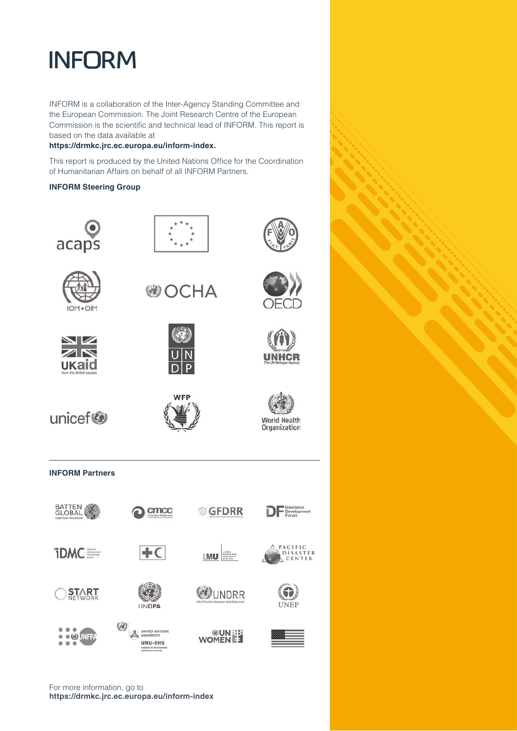# INFORM

INFORM is a collaboration of the Inter-Agency Standing Committee and the European Commission. The Joint Research Centre of the European Commission is the scientific and technical lead of INFORM. This report is based on the data available at **https://drmkc.jrc.ec.europa.eu/inform-index.**

This report is produced by the United Nations Office for the Coordination of Humanitarian Affairs on behalf of all INFORM Partners.

**INFORM Steering Group**

**INFORM Partners**

For more information, go to
**https://drmkc.jrc.ec.europa.eu/inform-index**